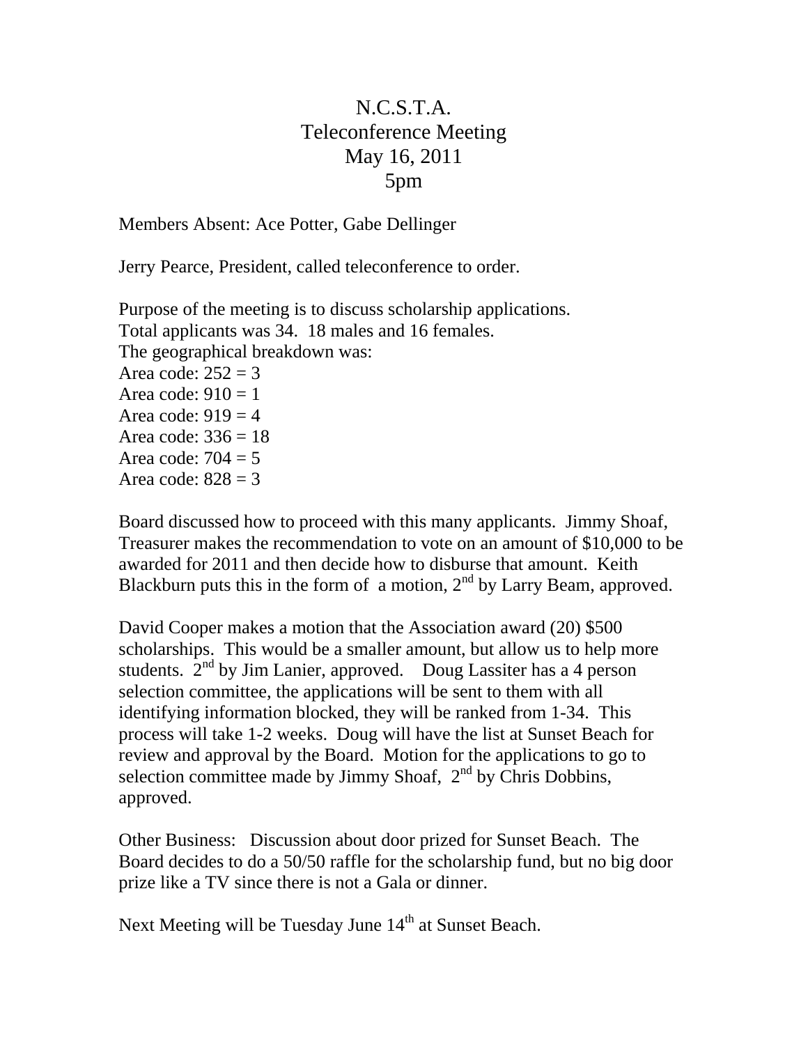# N.C.S.T.A.
## Teleconference Meeting
## May 16, 2011
## 5pm

Members Absent: Ace Potter, Gabe Dellinger

Jerry Pearce, President, called teleconference to order.

Purpose of the meeting is to discuss scholarship applications.
Total applicants was 34. 18 males and 16 females.
The geographical breakdown was:
Area code: 252 = 3
Area code: 910 = 1
Area code: 919 = 4
Area code: 336 = 18
Area code: 704 = 5
Area code: 828 = 3

Board discussed how to proceed with this many applicants. Jimmy Shoaf, Treasurer makes the recommendation to vote on an amount of $10,000 to be awarded for 2011 and then decide how to disburse that amount. Keith Blackburn puts this in the form of a motion, 2nd by Larry Beam, approved.

David Cooper makes a motion that the Association award (20) $500 scholarships. This would be a smaller amount, but allow us to help more students. 2nd by Jim Lanier, approved. Doug Lassiter has a 4 person selection committee, the applications will be sent to them with all identifying information blocked, they will be ranked from 1-34. This process will take 1-2 weeks. Doug will have the list at Sunset Beach for review and approval by the Board. Motion for the applications to go to selection committee made by Jimmy Shoaf, 2nd by Chris Dobbins, approved.

Other Business: Discussion about door prized for Sunset Beach. The Board decides to do a 50/50 raffle for the scholarship fund, but no big door prize like a TV since there is not a Gala or dinner.

Next Meeting will be Tuesday June 14th at Sunset Beach.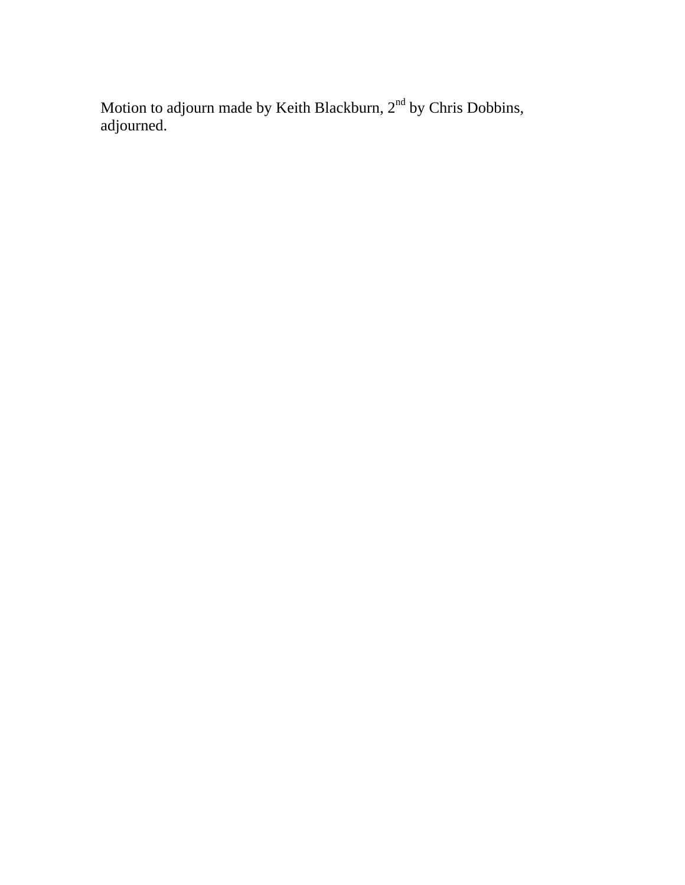Motion to adjourn made by Keith Blackburn, 2nd by Chris Dobbins, adjourned.